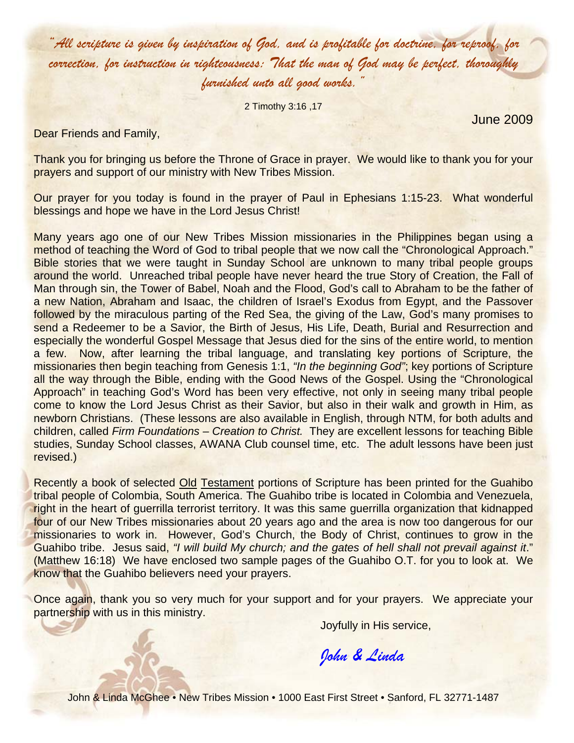*"All scripture is given by inspiration of God, and is profitable for doctrine, for reproof, for correction, for instruction in righteousness: That the man of God may be perfect, thoroughly furnished unto all good works."*

2 Timothy 3:16 ,17

June 2009

Dear Friends and Family,

Thank you for bringing us before the Throne of Grace in prayer. We would like to thank you for your prayers and support of our ministry with New Tribes Mission.

Our prayer for you today is found in the prayer of Paul in Ephesians 1:15-23. What wonderful blessings and hope we have in the Lord Jesus Christ!

Many years ago one of our New Tribes Mission missionaries in the Philippines began using a method of teaching the Word of God to tribal people that we now call the "Chronological Approach." Bible stories that we were taught in Sunday School are unknown to many tribal people groups around the world. Unreached tribal people have never heard the true Story of Creation, the Fall of Man through sin, the Tower of Babel, Noah and the Flood, God's call to Abraham to be the father of a new Nation, Abraham and Isaac, the children of Israel's Exodus from Egypt, and the Passover followed by the miraculous parting of the Red Sea, the giving of the Law, God's many promises to send a Redeemer to be a Savior, the Birth of Jesus, His Life, Death, Burial and Resurrection and especially the wonderful Gospel Message that Jesus died for the sins of the entire world, to mention a few. Now, after learning the tribal language, and translating key portions of Scripture, the missionaries then begin teaching from Genesis 1:1, *"In the beginning God"*; key portions of Scripture all the way through the Bible, ending with the Good News of the Gospel. Using the "Chronological Approach" in teaching God's Word has been very effective, not only in seeing many tribal people come to know the Lord Jesus Christ as their Savior, but also in their walk and growth in Him, as newborn Christians. (These lessons are also available in English, through NTM, for both adults and children, called *Firm Foundations – Creation to Christ.* They are excellent lessons for teaching Bible studies, Sunday School classes, AWANA Club counsel time, etc. The adult lessons have been just revised.)

Recently a book of selected Old Testament portions of Scripture has been printed for the Guahibo tribal people of Colombia, South America. The Guahibo tribe is located in Colombia and Venezuela, right in the heart of guerrilla terrorist territory. It was this same guerrilla organization that kidnapped four of our New Tribes missionaries about 20 years ago and the area is now too dangerous for our missionaries to work in. However, God's Church, the Body of Christ, continues to grow in the Guahibo tribe. Jesus said, *"I will build My church; and the gates of hell shall not prevail against it*." (Matthew 16:18) We have enclosed two sample pages of the Guahibo O.T. for you to look at. We know that the Guahibo believers need your prayers.

Once again, thank you so very much for your support and for your prayers. We appreciate your partnership with us in this ministry.

Joyfully in His service,

*John & Linda*

John & Linda McGhee • New Tribes Mission • 1000 East First Street • Sanford, FL 32771-1487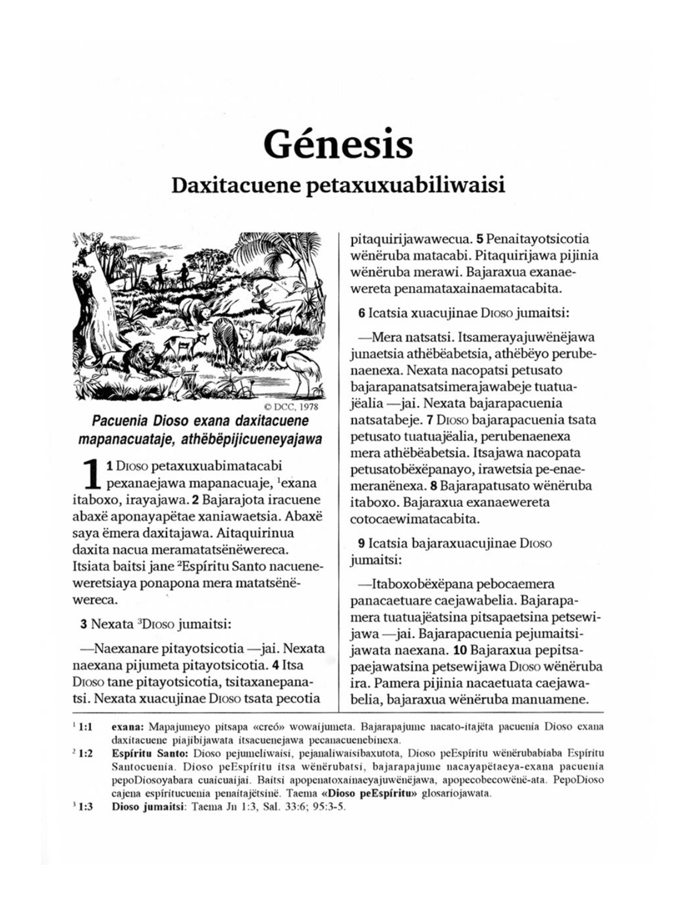# Génesis

## Daxitacuene petaxuxuabiliwaisi

© DCC, 1978

***Pacuenia Dioso exana daxitacuene mapanacuataje, athëbëpijicueneyajawa***

**1** **1** Dioso petaxuxuabimatacabi pexanaejawa mapanacuaje, [1]exana itaboxo, irayajawa. **2** Bajarajota iracuene abaxë aponayapëtae xaniawaetsia. Abaxë saya ëmera daxitajawa. Aitaquirinua daxita nacua meramatatsënëwereca. Itsiata baitsi jane [2]Espíritu Santo nacueneweretsiaya ponapona mera matatsënëwereca.

**3** Nexata [3]Dioso jumaitsi:

—Naexanare pitayotsicotia —jai. Nexata naexana pijumeta pitayotsicotia. **4** Itsa Dioso tane pitayotsicotia, tsitaxanepanatsi. Nexata xuacujinae Dioso tsata pecotia pitaquirijawawecua. **5** Penaitayotsicotia wënëruba matacabi. Pitaquirijawa pijinia wënëruba merawi. Bajaraxua exanaewereta penamataxainaematacabita.

**6** Icatsia xuacujinae Dioso jumaitsi:

—Mera natsatsi. Itsamerayajuwënëjawa junaetsia athëbëabetsia, athëbëyo perubenaenexa. Nexata nacopatsi petusato bajarapanatsatsimerajawabeje tuatuajëalia —jai. Nexata bajarapacuenia natsatabeje. **7** Dioso bajarapacuenia tsata petusato tuatuajëalia, perubenaenexa mera athëbëabetsia. Itsajawa nacopata petusatobëxëpanayo, irawetsia pe-enaemeranënexa. **8** Bajarapatusato wënëruba itaboxo. Bajaraxua exanaewereta cotocaewimatacabita.

**9** Icatsia bajaraxuacujinae Dioso jumaitsi:

—Itaboxobëxëpana pebocaemera panacaetuare caejawabelia. Bajarapamera tuatuajëatsina pitsapaetsina petsewijawa —jai. Bajarapacuenia pejumaitsijawata naexana. **10** Bajaraxua pepitsapaejawatsina petsewijawa Dioso wënëruba ira. Pamera pijinia nacaetuata caejawabelia, bajaraxua wënëruba manuamene.

---

[1] **1:1** **exana:** Mapajumeyo pitsapa «creó» wowaijumeta. Bajarapajume nacato-itajëta pacuenia Dioso exana daxitacuene piajibijawata itsacuenejawa pecanacuenebinexa.

[2] **1:2** **Espíritu Santo:** Dioso pejumeliwaisi, pejanaliwaisibaxutota, Dioso peEspíritu wënërubabiaba Espíritu Santocuenia. Dioso peEspíritu itsa wënërubatsi, bajarapajume nacayapëtaeya-exana pacuenia pepoDiosoyabara cuaicuaijai. Baitsi apopenatoxainaeyajuwënëjawa, apopecobecowënë-ata. PepoDioso cajena espíritucuenia penaitajëtsinë. Taema **«Dioso peEspíritu»** glosariojawata.

[3] **1:3** **Dioso jumaitsi**: Taema Jn 1:3, Sal. 33:6; 95:3-5.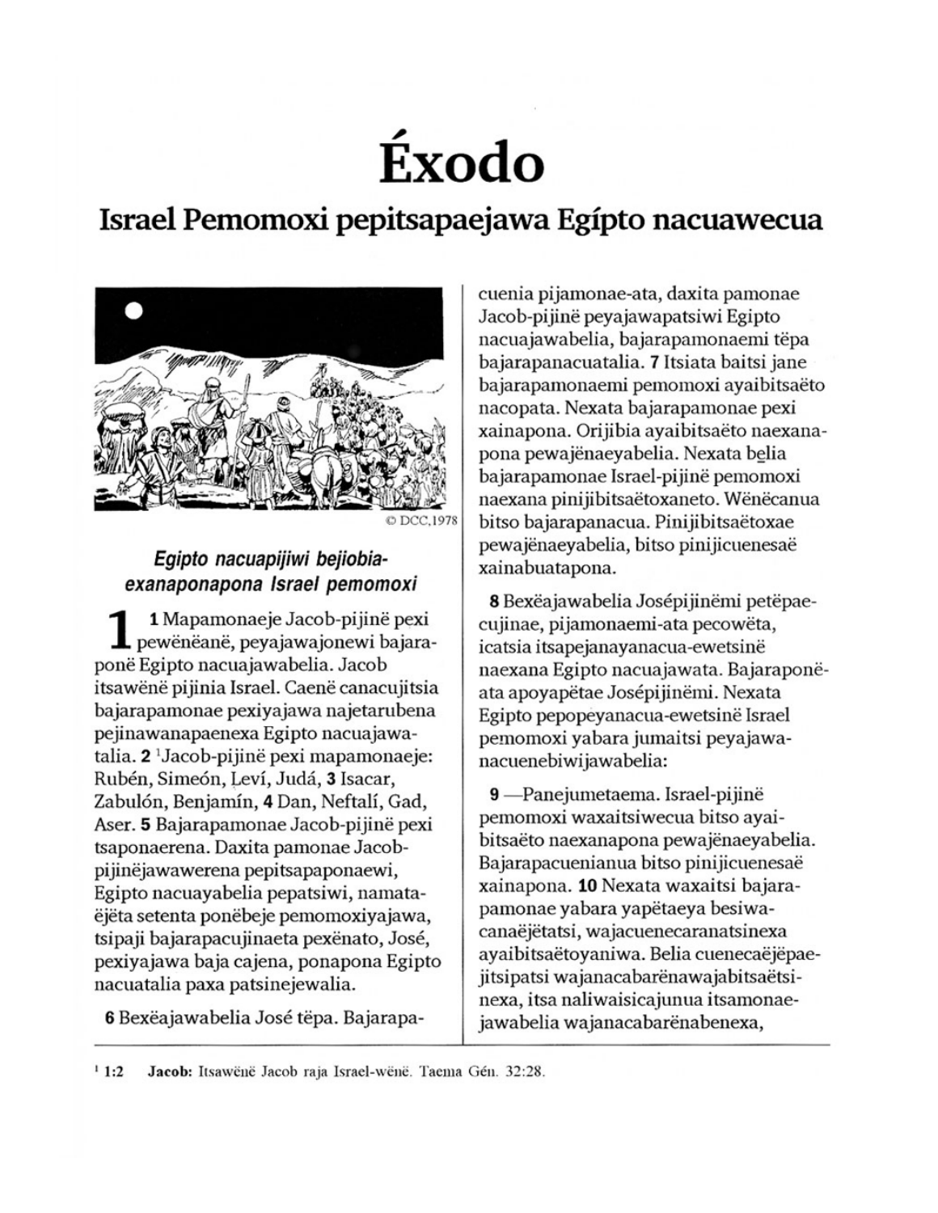# Éxodo

## Israel Pemomoxi pepitsapaejawa Egípto nacuawecua

© DCC,1978

### *Egipto nacuapijiwi bejiobia-exanaponapona Israel pemomoxi*

**1** **1** Mapamonaeje Jacob-pijinë pexi pewënëanë, peyajawajonewi bajaraponë Egipto nacuajawabelia. Jacob itsawënë pijinia Israel. Caenë canacujitsia bajarapamonae pexiyajawa najetarubena pejinawanapaenexa Egipto nacuajawatalia. **2** [1]Jacob-pijinë pexi mapamonaeje: Rubén, Simeón, Leví, Judá, **3** Isacar, Zabulón, Benjamín, **4** Dan, Neftalí, Gad, Aser. **5** Bajarapamonae Jacob-pijinë pexi tsaponaerena. Daxita pamonae Jacob-pijinëjawawerena pepitsapaponaewi, Egipto nacuayabelia pepatsiwi, namata-ëjëta setenta ponëbeje pemomoxiyajawa, tsipaji bajarapacujinaeta pexënato, José, pexiyajawa baja cajena, ponapona Egipto nacuatalia paxa patsinejewalia.

**6** Bexëajawabelia José tëpa. Bajarapacuenia pijamonae-ata, daxita pamonae Jacob-pijinë peyajawapatsiwi Egipto nacuajawabelia, bajarapamonaemi tëpa bajarapanacuatalia. **7** Itsiata baitsi jane bajarapamonaemi pemomoxi ayaibitsaëto nacopata. Nexata bajarapamonae pexi xainapona. Orijibia ayaibitsaëto naexanapona pewajënaeyabelia. Nexata belia bajarapamonae Israel-pijinë pemomoxi naexana pinijibitsaëtoxaneto. Wënëcanua bitso bajarapanacua. Pinijibitsaëtoxae pewajënaeyabelia, bitso pinijicuenesaë xainabuatapona.

**8** Bexëajawabelia Josépijinëmi petëpaecujinae, pijamonaemi-ata pecowëta, icatsia itsapejanayanacua-ewetsinë naexana Egipto nacuajawata. Bajaraponë-ata apoyapëtae Josépijinëmi. Nexata Egipto pepopeyanacua-ewetsinë Israel pemomoxi yabara jumaitsi peyajawanacuenebiwijawabelia:

**9** —Panejumetaema. Israel-pijinë pemomoxi waxaitsiwecua bitso ayaibitsaëto naexanapona pewajënaeyabelia. Bajarapacuenianua bitso pinijicuenesaë xainapona. **10** Nexata waxaitsi bajarapamonae yabara yapëtaeya besiwacanaëjëtatsi, wajacuenecaranatsinexa ayaibitsaëtoyaniwa. Belia cuenecaëjëpaejitsipatsi wajanacabarënawajabitsaëtsinexa, itsa naliwaisicajunua itsamonaejawabelia wajanacabarënabenexa,

---

[1] **1:2** **Jacob:** Itsawënë Jacob raja Israel-wënë. Taema Gén. 32:28.